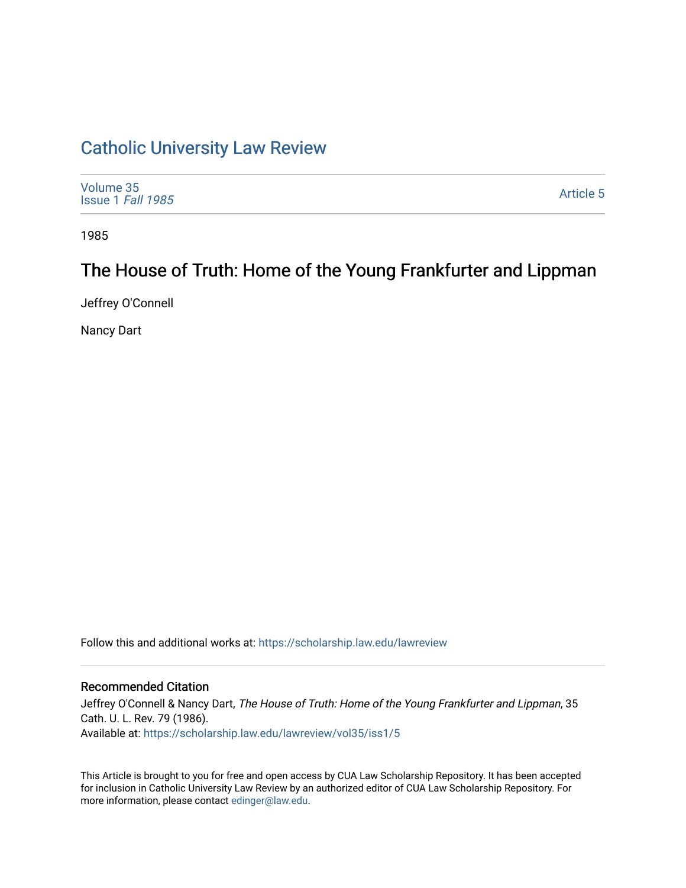# Catholic University Law Review

Volume 35
Issue 1 *Fall 1985*

Article 5

1985

## The House of Truth: Home of the Young Frankfurter and Lippman

Jeffrey O'Connell

Nancy Dart

Follow this and additional works at: https://scholarship.law.edu/lawreview

### Recommended Citation

Jeffrey O'Connell & Nancy Dart, *The House of Truth: Home of the Young Frankfurter and Lippman*, 35 Cath. U. L. Rev. 79 (1986).
Available at: https://scholarship.law.edu/lawreview/vol35/iss1/5

This Article is brought to you for free and open access by CUA Law Scholarship Repository. It has been accepted for inclusion in Catholic University Law Review by an authorized editor of CUA Law Scholarship Repository. For more information, please contact edinger@law.edu.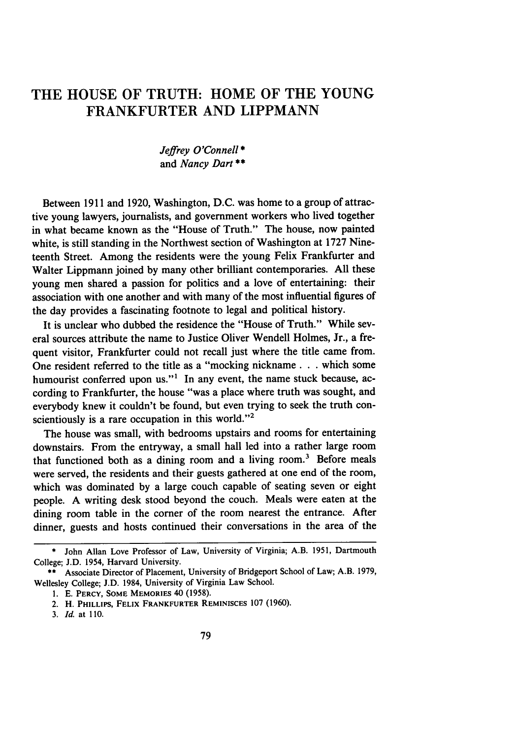# THE HOUSE OF TRUTH: HOME OF THE YOUNG FRANKFURTER AND LIPPMANN

*Jeffrey O'Connell\**
and *Nancy Dart\*\**

Between 1911 and 1920, Washington, D.C. was home to a group of attractive young lawyers, journalists, and government workers who lived together in what became known as the "House of Truth." The house, now painted white, is still standing in the Northwest section of Washington at 1727 Nineteenth Street. Among the residents were the young Felix Frankfurter and Walter Lippmann joined by many other brilliant contemporaries. All these young men shared a passion for politics and a love of entertaining: their association with one another and with many of the most influential figures of the day provides a fascinating footnote to legal and political history.

It is unclear who dubbed the residence the "House of Truth." While several sources attribute the name to Justice Oliver Wendell Holmes, Jr., a frequent visitor, Frankfurter could not recall just where the title came from. One resident referred to the title as a "mocking nickname . . . which some humourist conferred upon us."[1] In any event, the name stuck because, according to Frankfurter, the house "was a place where truth was sought, and everybody knew it couldn't be found, but even trying to seek the truth conscientiously is a rare occupation in this world."[2]

The house was small, with bedrooms upstairs and rooms for entertaining downstairs. From the entryway, a small hall led into a rather large room that functioned both as a dining room and a living room.[3] Before meals were served, the residents and their guests gathered at one end of the room, which was dominated by a large couch capable of seating seven or eight people. A writing desk stood beyond the couch. Meals were eaten at the dining room table in the corner of the room nearest the entrance. After dinner, guests and hosts continued their conversations in the area of the

---

\* John Allan Love Professor of Law, University of Virginia; A.B. 1951, Dartmouth College; J.D. 1954, Harvard University.

\*\* Associate Director of Placement, University of Bridgeport School of Law; A.B. 1979, Wellesley College; J.D. 1984, University of Virginia Law School.

1. E. PERCY, SOME MEMORIES 40 (1958).

2. H. PHILLIPS, FELIX FRANKFURTER REMINISCES 107 (1960).

3. *Id.* at 110.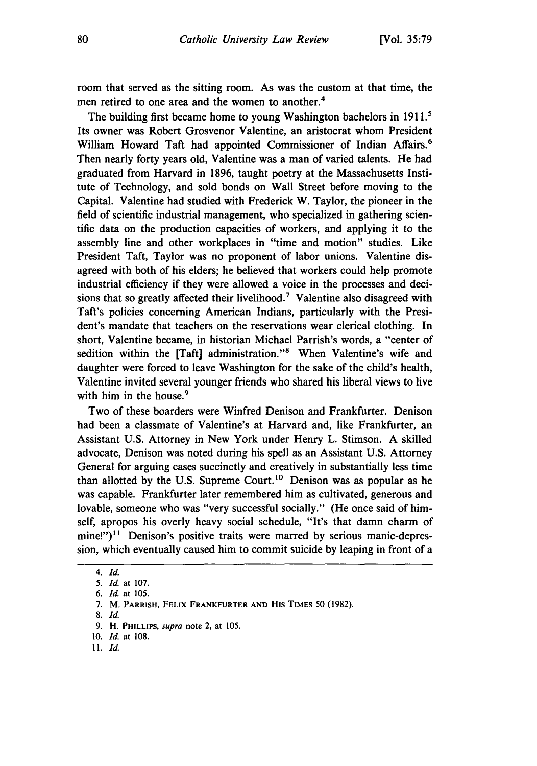room that served as the sitting room. As was the custom at that time, the men retired to one area and the women to another.[4]

The building first became home to young Washington bachelors in 1911.[5] Its owner was Robert Grosvenor Valentine, an aristocrat whom President William Howard Taft had appointed Commissioner of Indian Affairs.[6] Then nearly forty years old, Valentine was a man of varied talents. He had graduated from Harvard in 1896, taught poetry at the Massachusetts Institute of Technology, and sold bonds on Wall Street before moving to the Capital. Valentine had studied with Frederick W. Taylor, the pioneer in the field of scientific industrial management, who specialized in gathering scientific data on the production capacities of workers, and applying it to the assembly line and other workplaces in "time and motion" studies. Like President Taft, Taylor was no proponent of labor unions. Valentine disagreed with both of his elders; he believed that workers could help promote industrial efficiency if they were allowed a voice in the processes and decisions that so greatly affected their livelihood.[7] Valentine also disagreed with Taft's policies concerning American Indians, particularly with the President's mandate that teachers on the reservations wear clerical clothing. In short, Valentine became, in historian Michael Parrish's words, a "center of sedition within the [Taft] administration."[8] When Valentine's wife and daughter were forced to leave Washington for the sake of the child's health, Valentine invited several younger friends who shared his liberal views to live with him in the house.[9]

Two of these boarders were Winfred Denison and Frankfurter. Denison had been a classmate of Valentine's at Harvard and, like Frankfurter, an Assistant U.S. Attorney in New York under Henry L. Stimson. A skilled advocate, Denison was noted during his spell as an Assistant U.S. Attorney General for arguing cases succinctly and creatively in substantially less time than allotted by the U.S. Supreme Court.[10] Denison was as popular as he was capable. Frankfurter later remembered him as cultivated, generous and lovable, someone who was "very successful socially." (He once said of himself, apropos his overly heavy social schedule, "It's that damn charm of mine!")[11] Denison's positive traits were marred by serious manic-depression, which eventually caused him to commit suicide by leaping in front of a

---

4. *Id.*
5. *Id.* at 107.
6. *Id.* at 105.
7. M. Parrish, Felix Frankfurter and His Times 50 (1982).
8. *Id.*
9. H. Phillips, *supra* note 2, at 105.
10. *Id.* at 108.
11. *Id.*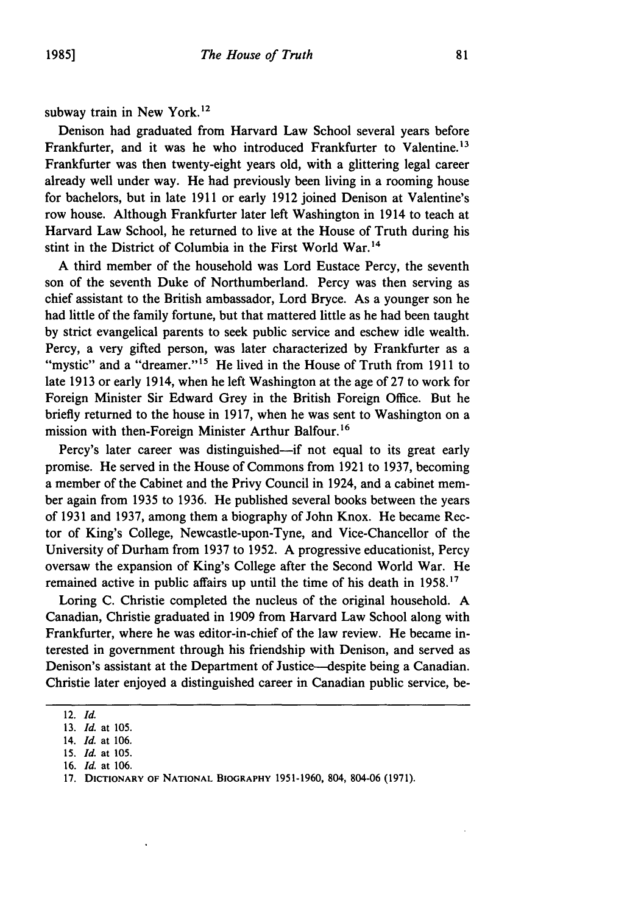subway train in New York.[12]

Denison had graduated from Harvard Law School several years before Frankfurter, and it was he who introduced Frankfurter to Valentine.[13] Frankfurter was then twenty-eight years old, with a glittering legal career already well under way. He had previously been living in a rooming house for bachelors, but in late 1911 or early 1912 joined Denison at Valentine's row house. Although Frankfurter later left Washington in 1914 to teach at Harvard Law School, he returned to live at the House of Truth during his stint in the District of Columbia in the First World War.[14]

A third member of the household was Lord Eustace Percy, the seventh son of the seventh Duke of Northumberland. Percy was then serving as chief assistant to the British ambassador, Lord Bryce. As a younger son he had little of the family fortune, but that mattered little as he had been taught by strict evangelical parents to seek public service and eschew idle wealth. Percy, a very gifted person, was later characterized by Frankfurter as a "mystic" and a "dreamer."[15] He lived in the House of Truth from 1911 to late 1913 or early 1914, when he left Washington at the age of 27 to work for Foreign Minister Sir Edward Grey in the British Foreign Office. But he briefly returned to the house in 1917, when he was sent to Washington on a mission with then-Foreign Minister Arthur Balfour.[16]

Percy's later career was distinguished—if not equal to its great early promise. He served in the House of Commons from 1921 to 1937, becoming a member of the Cabinet and the Privy Council in 1924, and a cabinet member again from 1935 to 1936. He published several books between the years of 1931 and 1937, among them a biography of John Knox. He became Rector of King's College, Newcastle-upon-Tyne, and Vice-Chancellor of the University of Durham from 1937 to 1952. A progressive educationist, Percy oversaw the expansion of King's College after the Second World War. He remained active in public affairs up until the time of his death in 1958.[17]

Loring C. Christie completed the nucleus of the original household. A Canadian, Christie graduated in 1909 from Harvard Law School along with Frankfurter, where he was editor-in-chief of the law review. He became interested in government through his friendship with Denison, and served as Denison's assistant at the Department of Justice—despite being a Canadian. Christie later enjoyed a distinguished career in Canadian public service, be-

12. *Id.*
13. *Id.* at 105.
14. *Id.* at 106.
15. *Id.* at 105.
16. *Id.* at 106.
17. DICTIONARY OF NATIONAL BIOGRAPHY 1951-1960, 804, 804-06 (1971).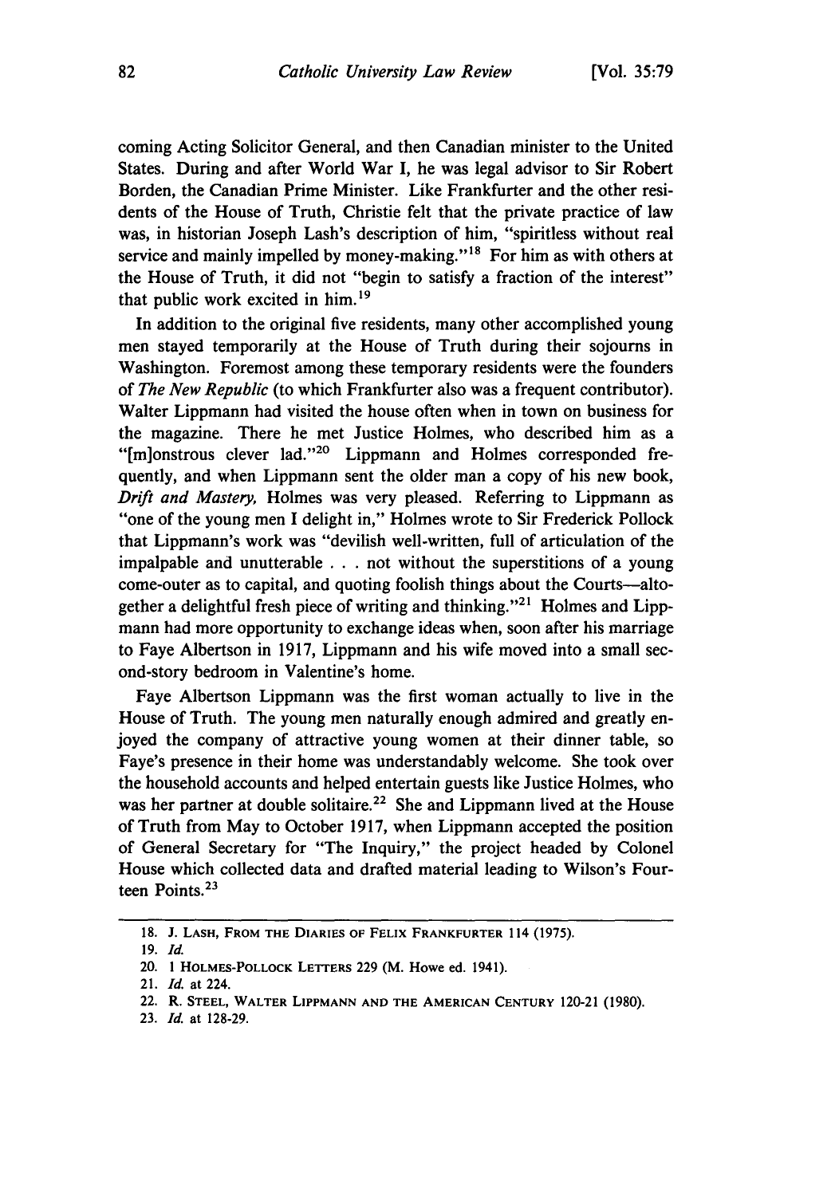coming Acting Solicitor General, and then Canadian minister to the United States. During and after World War I, he was legal advisor to Sir Robert Borden, the Canadian Prime Minister. Like Frankfurter and the other residents of the House of Truth, Christie felt that the private practice of law was, in historian Joseph Lash's description of him, "spiritless without real service and mainly impelled by money-making."[18] For him as with others at the House of Truth, it did not "begin to satisfy a fraction of the interest" that public work excited in him.[19]

In addition to the original five residents, many other accomplished young men stayed temporarily at the House of Truth during their sojourns in Washington. Foremost among these temporary residents were the founders of *The New Republic* (to which Frankfurter also was a frequent contributor). Walter Lippmann had visited the house often when in town on business for the magazine. There he met Justice Holmes, who described him as a "[m]onstrous clever lad."[20] Lippmann and Holmes corresponded frequently, and when Lippmann sent the older man a copy of his new book, *Drift and Mastery*, Holmes was very pleased. Referring to Lippmann as "one of the young men I delight in," Holmes wrote to Sir Frederick Pollock that Lippmann's work was "devilish well-written, full of articulation of the impalpable and unutterable . . . not without the superstitions of a young come-outer as to capital, and quoting foolish things about the Courts—altogether a delightful fresh piece of writing and thinking."[21] Holmes and Lippmann had more opportunity to exchange ideas when, soon after his marriage to Faye Albertson in 1917, Lippmann and his wife moved into a small second-story bedroom in Valentine's home.

Faye Albertson Lippmann was the first woman actually to live in the House of Truth. The young men naturally enough admired and greatly enjoyed the company of attractive young women at their dinner table, so Faye's presence in their home was understandably welcome. She took over the household accounts and helped entertain guests like Justice Holmes, who was her partner at double solitaire.[22] She and Lippmann lived at the House of Truth from May to October 1917, when Lippmann accepted the position of General Secretary for "The Inquiry," the project headed by Colonel House which collected data and drafted material leading to Wilson's Fourteen Points.[23]

---

18. J. LASH, FROM THE DIARIES OF FELIX FRANKFURTER 114 (1975).
19. *Id.*
20. 1 HOLMES-POLLOCK LETTERS 229 (M. Howe ed. 1941).
21. *Id.* at 224.
22. R. STEEL, WALTER LIPPMANN AND THE AMERICAN CENTURY 120-21 (1980).
23. *Id.* at 128-29.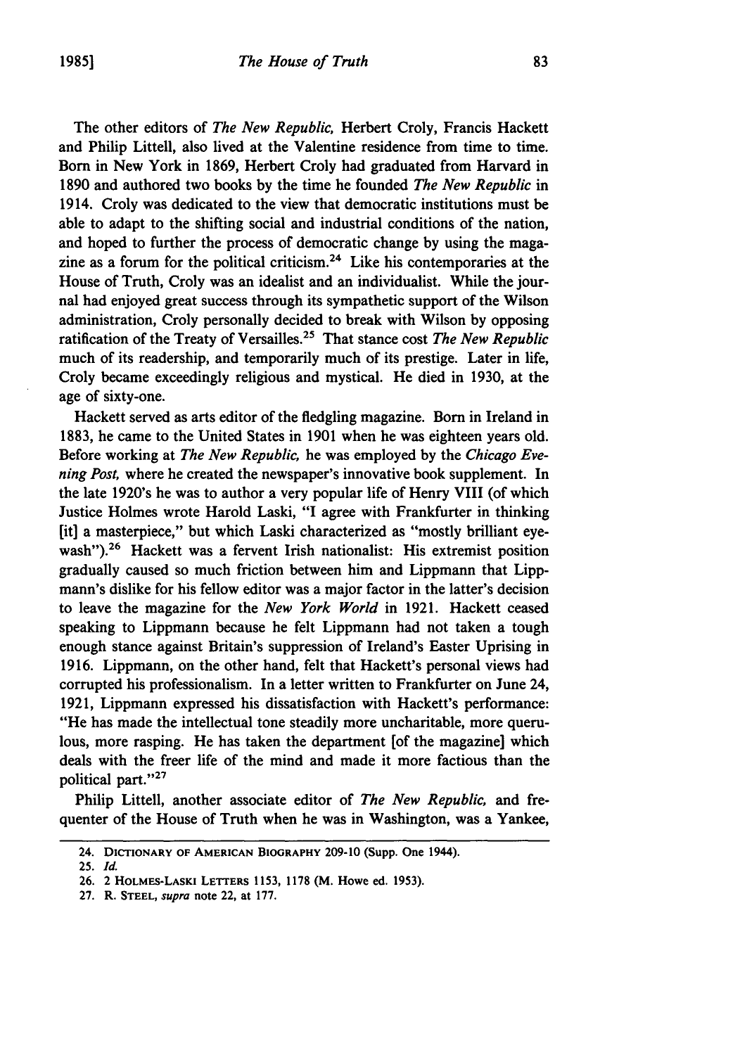The other editors of *The New Republic,* Herbert Croly, Francis Hackett and Philip Littell, also lived at the Valentine residence from time to time. Born in New York in 1869, Herbert Croly had graduated from Harvard in 1890 and authored two books by the time he founded *The New Republic* in 1914. Croly was dedicated to the view that democratic institutions must be able to adapt to the shifting social and industrial conditions of the nation, and hoped to further the process of democratic change by using the magazine as a forum for the political criticism.[24] Like his contemporaries at the House of Truth, Croly was an idealist and an individualist. While the journal had enjoyed great success through its sympathetic support of the Wilson administration, Croly personally decided to break with Wilson by opposing ratification of the Treaty of Versailles.[25] That stance cost *The New Republic* much of its readership, and temporarily much of its prestige. Later in life, Croly became exceedingly religious and mystical. He died in 1930, at the age of sixty-one.

Hackett served as arts editor of the fledgling magazine. Born in Ireland in 1883, he came to the United States in 1901 when he was eighteen years old. Before working at *The New Republic,* he was employed by the *Chicago Evening Post,* where he created the newspaper's innovative book supplement. In the late 1920's he was to author a very popular life of Henry VIII (of which Justice Holmes wrote Harold Laski, "I agree with Frankfurter in thinking [it] a masterpiece," but which Laski characterized as "mostly brilliant eyewash").[26] Hackett was a fervent Irish nationalist: His extremist position gradually caused so much friction between him and Lippmann that Lippmann's dislike for his fellow editor was a major factor in the latter's decision to leave the magazine for the *New York World* in 1921. Hackett ceased speaking to Lippmann because he felt Lippmann had not taken a tough enough stance against Britain's suppression of Ireland's Easter Uprising in 1916. Lippmann, on the other hand, felt that Hackett's personal views had corrupted his professionalism. In a letter written to Frankfurter on June 24, 1921, Lippmann expressed his dissatisfaction with Hackett's performance: "He has made the intellectual tone steadily more uncharitable, more querulous, more rasping. He has taken the department [of the magazine] which deals with the freer life of the mind and made it more factious than the political part."[27]

Philip Littell, another associate editor of *The New Republic,* and frequenter of the House of Truth when he was in Washington, was a Yankee,

---

24. DICTIONARY OF AMERICAN BIOGRAPHY 209-10 (Supp. One 1944).

25. *Id.*

26. 2 HOLMES-LASKI LETTERS 1153, 1178 (M. Howe ed. 1953).

27. R. STEEL, *supra* note 22, at 177.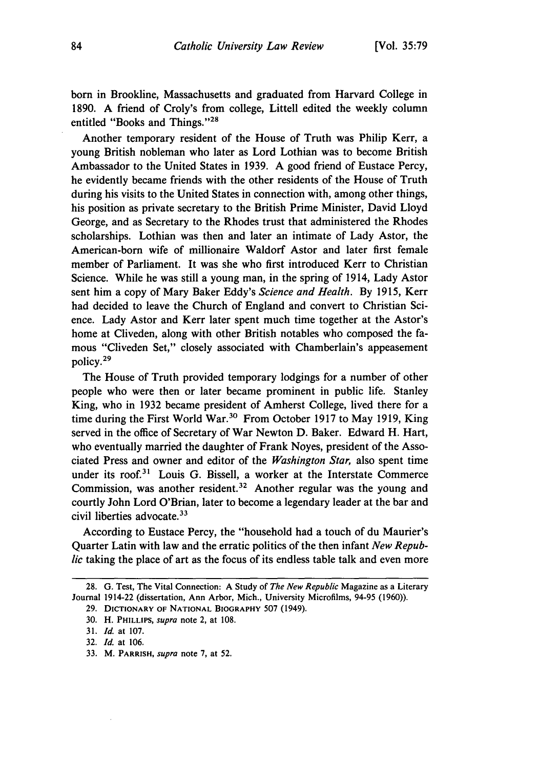born in Brookline, Massachusetts and graduated from Harvard College in 1890. A friend of Croly's from college, Littell edited the weekly column entitled "Books and Things."[28]

Another temporary resident of the House of Truth was Philip Kerr, a young British nobleman who later as Lord Lothian was to become British Ambassador to the United States in 1939. A good friend of Eustace Percy, he evidently became friends with the other residents of the House of Truth during his visits to the United States in connection with, among other things, his position as private secretary to the British Prime Minister, David Lloyd George, and as Secretary to the Rhodes trust that administered the Rhodes scholarships. Lothian was then and later an intimate of Lady Astor, the American-born wife of millionaire Waldorf Astor and later first female member of Parliament. It was she who first introduced Kerr to Christian Science. While he was still a young man, in the spring of 1914, Lady Astor sent him a copy of Mary Baker Eddy's *Science and Health*. By 1915, Kerr had decided to leave the Church of England and convert to Christian Science. Lady Astor and Kerr later spent much time together at the Astor's home at Cliveden, along with other British notables who composed the famous "Cliveden Set," closely associated with Chamberlain's appeasement policy.[29]

The House of Truth provided temporary lodgings for a number of other people who were then or later became prominent in public life. Stanley King, who in 1932 became president of Amherst College, lived there for a time during the First World War.[30] From October 1917 to May 1919, King served in the office of Secretary of War Newton D. Baker. Edward H. Hart, who eventually married the daughter of Frank Noyes, president of the Associated Press and owner and editor of the *Washington Star,* also spent time under its roof.[31] Louis G. Bissell, a worker at the Interstate Commerce Commission, was another resident.[32] Another regular was the young and courtly John Lord O'Brian, later to become a legendary leader at the bar and civil liberties advocate.[33]

According to Eustace Percy, the "household had a touch of du Maurier's Quarter Latin with law and the erratic politics of the then infant *New Republic* taking the place of art as the focus of its endless table talk and even more

---

28. G. Test, The Vital Connection: A Study of *The New Republic* Magazine as a Literary Journal 1914-22 (dissertation, Ann Arbor, Mich., University Microfilms, 94-95 (1960)).

29. DICTIONARY OF NATIONAL BIOGRAPHY 507 (1949).

30. H. PHILLIPS, *supra* note 2, at 108.

31. *Id.* at 107.

32. *Id.* at 106.

33. M. PARRISH, *supra* note 7, at 52.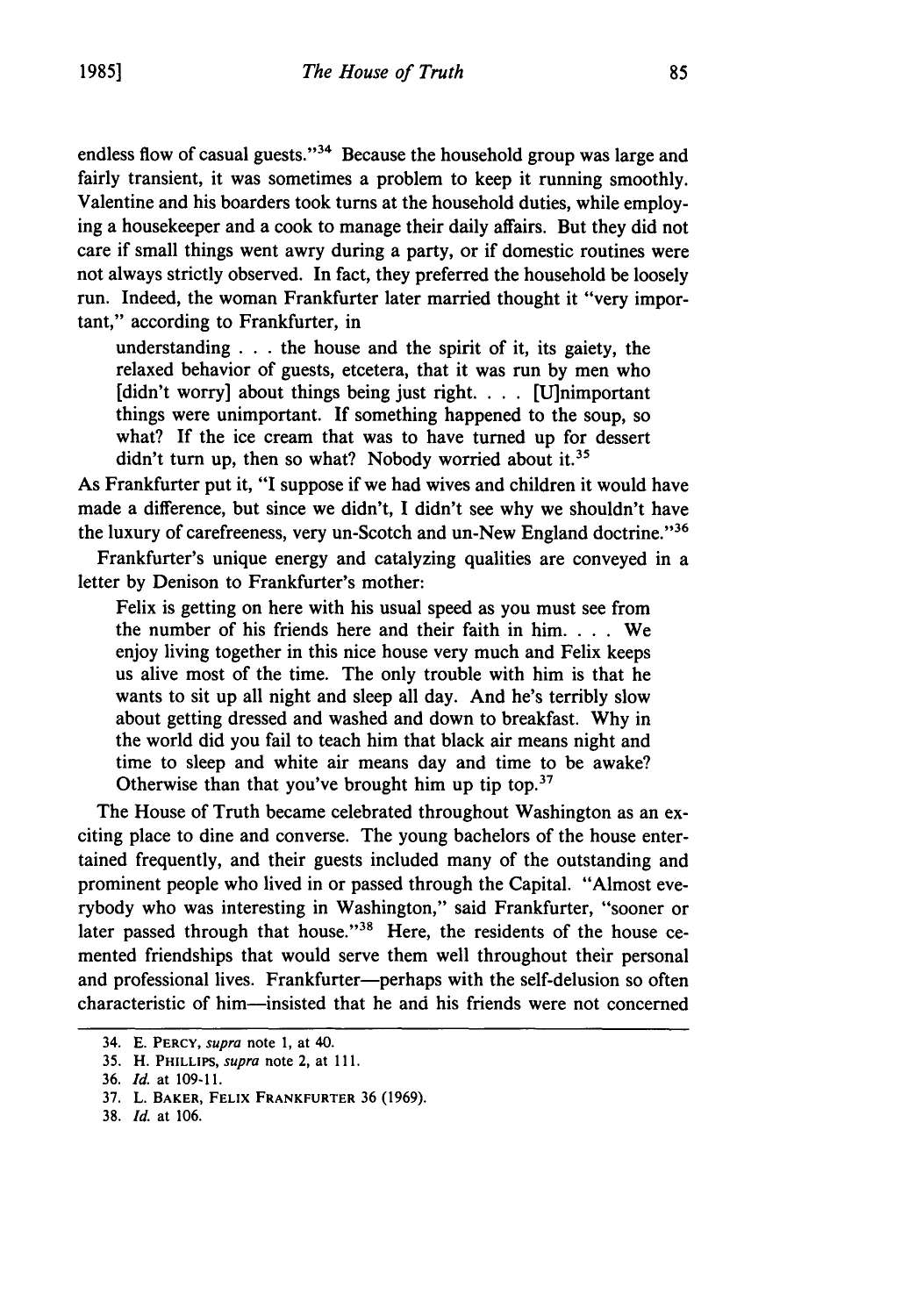endless flow of casual guests."[34] Because the household group was large and fairly transient, it was sometimes a problem to keep it running smoothly. Valentine and his boarders took turns at the household duties, while employing a housekeeper and a cook to manage their daily affairs. But they did not care if small things went awry during a party, or if domestic routines were not always strictly observed. In fact, they preferred the household be loosely run. Indeed, the woman Frankfurter later married thought it "very important," according to Frankfurter, in

> understanding . . . the house and the spirit of it, its gaiety, the relaxed behavior of guests, etcetera, that it was run by men who [didn't worry] about things being just right. . . . [U]nimportant things were unimportant. If something happened to the soup, so what? If the ice cream that was to have turned up for dessert didn't turn up, then so what? Nobody worried about it.[35]

As Frankfurter put it, "I suppose if we had wives and children it would have made a difference, but since we didn't, I didn't see why we shouldn't have the luxury of carefreeness, very un-Scotch and un-New England doctrine."[36]

Frankfurter's unique energy and catalyzing qualities are conveyed in a letter by Denison to Frankfurter's mother:

> Felix is getting on here with his usual speed as you must see from the number of his friends here and their faith in him. . . . We enjoy living together in this nice house very much and Felix keeps us alive most of the time. The only trouble with him is that he wants to sit up all night and sleep all day. And he's terribly slow about getting dressed and washed and down to breakfast. Why in the world did you fail to teach him that black air means night and time to sleep and white air means day and time to be awake? Otherwise than that you've brought him up tip top.[37]

The House of Truth became celebrated throughout Washington as an exciting place to dine and converse. The young bachelors of the house entertained frequently, and their guests included many of the outstanding and prominent people who lived in or passed through the Capital. "Almost everybody who was interesting in Washington," said Frankfurter, "sooner or later passed through that house."[38] Here, the residents of the house cemented friendships that would serve them well throughout their personal and professional lives. Frankfurter—perhaps with the self-delusion so often characteristic of him—insisted that he and his friends were not concerned

---

34. E. PERCY, *supra* note 1, at 40.
35. H. PHILLIPS, *supra* note 2, at 111.
36. *Id.* at 109-11.
37. L. BAKER, FELIX FRANKFURTER 36 (1969).
38. *Id.* at 106.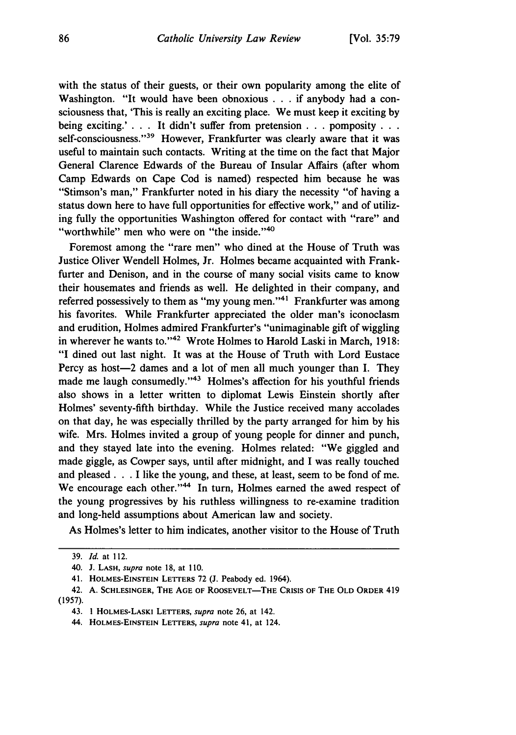with the status of their guests, or their own popularity among the elite of Washington. "It would have been obnoxious . . . if anybody had a consciousness that, 'This is really an exciting place. We must keep it exciting by being exciting.' . . . It didn't suffer from pretension . . . pomposity . . . self-consciousness."[39] However, Frankfurter was clearly aware that it was useful to maintain such contacts. Writing at the time on the fact that Major General Clarence Edwards of the Bureau of Insular Affairs (after whom Camp Edwards on Cape Cod is named) respected him because he was "Stimson's man," Frankfurter noted in his diary the necessity "of having a status down here to have full opportunities for effective work," and of utilizing fully the opportunities Washington offered for contact with "rare" and "worthwhile" men who were on "the inside."[40]

Foremost among the "rare men" who dined at the House of Truth was Justice Oliver Wendell Holmes, Jr. Holmes became acquainted with Frankfurter and Denison, and in the course of many social visits came to know their housemates and friends as well. He delighted in their company, and referred possessively to them as "my young men."[41] Frankfurter was among his favorites. While Frankfurter appreciated the older man's iconoclasm and erudition, Holmes admired Frankfurter's "unimaginable gift of wiggling in wherever he wants to."[42] Wrote Holmes to Harold Laski in March, 1918: "I dined out last night. It was at the House of Truth with Lord Eustace Percy as host—2 dames and a lot of men all much younger than I. They made me laugh consumedly."[43] Holmes's affection for his youthful friends also shows in a letter written to diplomat Lewis Einstein shortly after Holmes' seventy-fifth birthday. While the Justice received many accolades on that day, he was especially thrilled by the party arranged for him by his wife. Mrs. Holmes invited a group of young people for dinner and punch, and they stayed late into the evening. Holmes related: "We giggled and made giggle, as Cowper says, until after midnight, and I was really touched and pleased . . . I like the young, and these, at least, seem to be fond of me. We encourage each other."[44] In turn, Holmes earned the awed respect of the young progressives by his ruthless willingness to re-examine tradition and long-held assumptions about American law and society.

As Holmes's letter to him indicates, another visitor to the House of Truth

---

39. *Id.* at 112.

40. J. LASH, *supra* note 18, at 110.

41. HOLMES-EINSTEIN LETTERS 72 (J. Peabody ed. 1964).

42. A. SCHLESINGER, THE AGE OF ROOSEVELT—THE CRISIS OF THE OLD ORDER 419 (1957).

43. 1 HOLMES-LASKI LETTERS, *supra* note 26, at 142.

44. HOLMES-EINSTEIN LETTERS, *supra* note 41, at 124.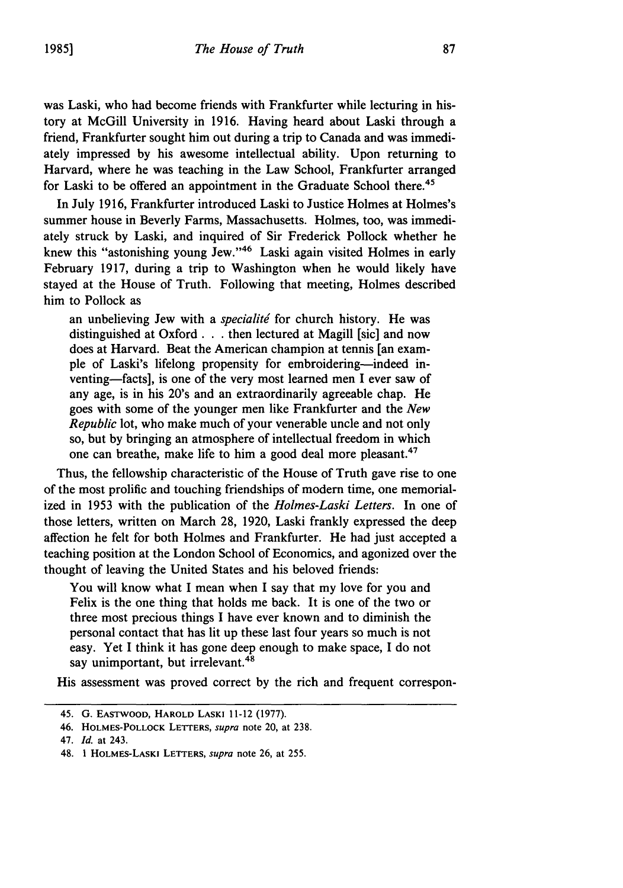was Laski, who had become friends with Frankfurter while lecturing in history at McGill University in 1916. Having heard about Laski through a friend, Frankfurter sought him out during a trip to Canada and was immediately impressed by his awesome intellectual ability. Upon returning to Harvard, where he was teaching in the Law School, Frankfurter arranged for Laski to be offered an appointment in the Graduate School there.[45]

In July 1916, Frankfurter introduced Laski to Justice Holmes at Holmes's summer house in Beverly Farms, Massachusetts. Holmes, too, was immediately struck by Laski, and inquired of Sir Frederick Pollock whether he knew this "astonishing young Jew."[46] Laski again visited Holmes in early February 1917, during a trip to Washington when he would likely have stayed at the House of Truth. Following that meeting, Holmes described him to Pollock as

> an unbelieving Jew with a *specialité* for church history. He was distinguished at Oxford . . . then lectured at Magill [sic] and now does at Harvard. Beat the American champion at tennis [an example of Laski's lifelong propensity for embroidering—indeed inventing—facts], is one of the very most learned men I ever saw of any age, is in his 20's and an extraordinarily agreeable chap. He goes with some of the younger men like Frankfurter and the *New Republic* lot, who make much of your venerable uncle and not only so, but by bringing an atmosphere of intellectual freedom in which one can breathe, make life to him a good deal more pleasant.[47]

Thus, the fellowship characteristic of the House of Truth gave rise to one of the most prolific and touching friendships of modern time, one memorialized in 1953 with the publication of the *Holmes-Laski Letters*. In one of those letters, written on March 28, 1920, Laski frankly expressed the deep affection he felt for both Holmes and Frankfurter. He had just accepted a teaching position at the London School of Economics, and agonized over the thought of leaving the United States and his beloved friends:

> You will know what I mean when I say that my love for you and Felix is the one thing that holds me back. It is one of the two or three most precious things I have ever known and to diminish the personal contact that has lit up these last four years so much is not easy. Yet I think it has gone deep enough to make space, I do not say unimportant, but irrelevant.[48]

His assessment was proved correct by the rich and frequent correspon-

---

45. G. EASTWOOD, HAROLD LASKI 11-12 (1977).

46. HOLMES-POLLOCK LETTERS, *supra* note 20, at 238.

47. *Id.* at 243.

48. 1 HOLMES-LASKI LETTERS, *supra* note 26, at 255.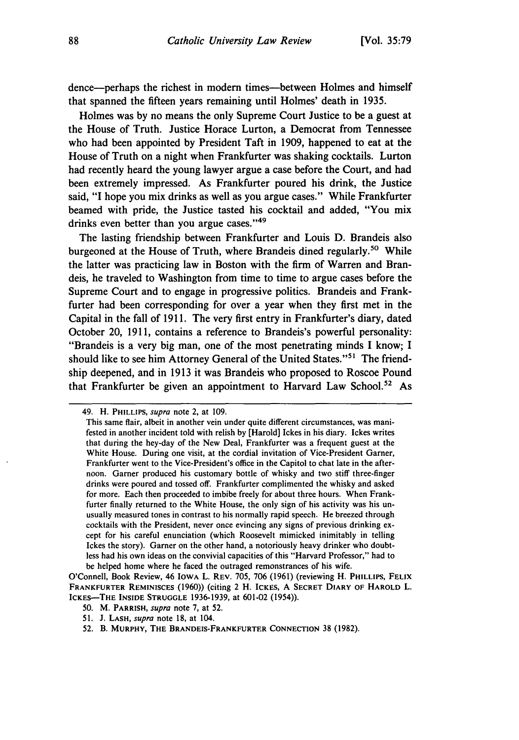dence—perhaps the richest in modern times—between Holmes and himself that spanned the fifteen years remaining until Holmes' death in 1935.

Holmes was by no means the only Supreme Court Justice to be a guest at the House of Truth. Justice Horace Lurton, a Democrat from Tennessee who had been appointed by President Taft in 1909, happened to eat at the House of Truth on a night when Frankfurter was shaking cocktails. Lurton had recently heard the young lawyer argue a case before the Court, and had been extremely impressed. As Frankfurter poured his drink, the Justice said, "I hope you mix drinks as well as you argue cases." While Frankfurter beamed with pride, the Justice tasted his cocktail and added, "You mix drinks even better than you argue cases."[49]

The lasting friendship between Frankfurter and Louis D. Brandeis also burgeoned at the House of Truth, where Brandeis dined regularly.[50] While the latter was practicing law in Boston with the firm of Warren and Brandeis, he traveled to Washington from time to time to argue cases before the Supreme Court and to engage in progressive politics. Brandeis and Frankfurter had been corresponding for over a year when they first met in the Capital in the fall of 1911. The very first entry in Frankfurter's diary, dated October 20, 1911, contains a reference to Brandeis's powerful personality: "Brandeis is a very big man, one of the most penetrating minds I know; I should like to see him Attorney General of the United States."[51] The friendship deepened, and in 1913 it was Brandeis who proposed to Roscoe Pound that Frankfurter be given an appointment to Harvard Law School.[52] As

---

49. H. PHILLIPS, *supra* note 2, at 109.

This same flair, albeit in another vein under quite different circumstances, was manifested in another incident told with relish by [Harold] Ickes in his diary. Ickes writes that during the hey-day of the New Deal, Frankfurter was a frequent guest at the White House. During one visit, at the cordial invitation of Vice-President Garner, Frankfurter went to the Vice-President's office in the Capitol to chat late in the afternoon. Garner produced his customary bottle of whisky and two stiff three-finger drinks were poured and tossed off. Frankfurter complimented the whisky and asked for more. Each then proceeded to imbibe freely for about three hours. When Frankfurter finally returned to the White House, the only sign of his activity was his unusually measured tones in contrast to his normally rapid speech. He breezed through cocktails with the President, never once evincing any signs of previous drinking except for his careful enunciation (which Roosevelt mimicked inimitably in telling Ickes the story). Garner on the other hand, a notoriously heavy drinker who doubtless had his own ideas on the convivial capacities of this "Harvard Professor," had to be helped home where he faced the outraged remonstrances of his wife.

O'Connell, Book Review, 46 IOWA L. REV. 705, 706 (1961) (reviewing H. PHILLIPS, FELIX FRANKFURTER REMINISCES (1960)) (citing 2 H. ICKES, A SECRET DIARY OF HAROLD L. ICKES—THE INSIDE STRUGGLE 1936-1939, at 601-02 (1954)).

50. M. PARRISH, *supra* note 7, at 52.

51. J. LASH, *supra* note 18, at 104.

52. B. MURPHY, THE BRANDEIS-FRANKFURTER CONNECTION 38 (1982).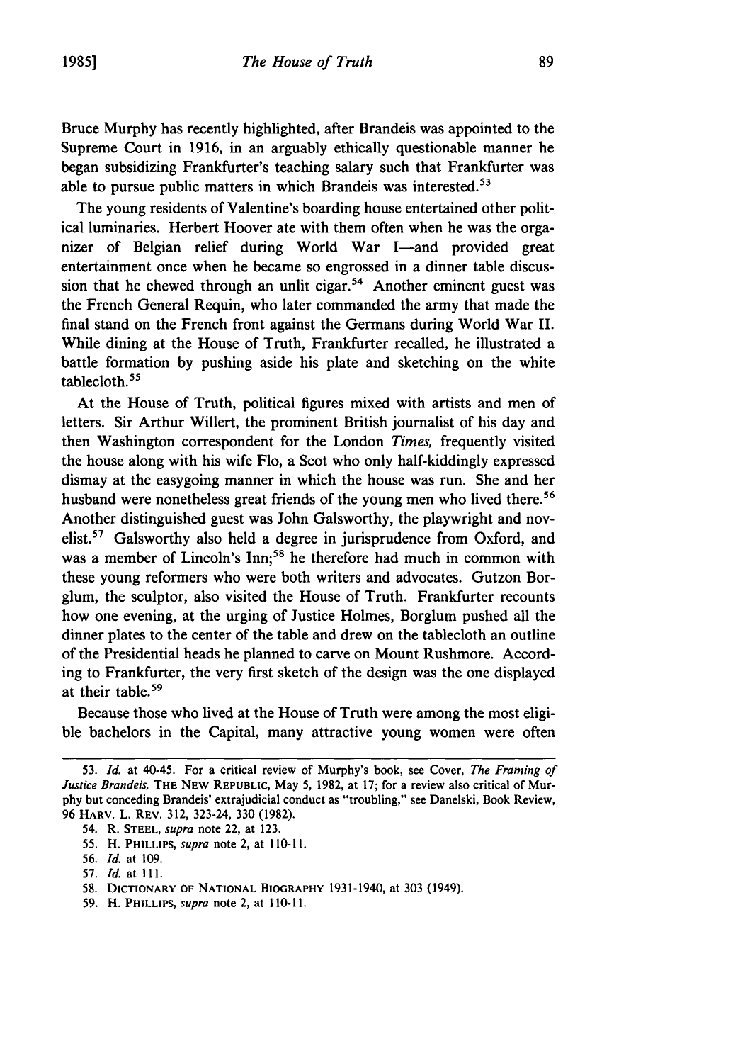Bruce Murphy has recently highlighted, after Brandeis was appointed to the Supreme Court in 1916, in an arguably ethically questionable manner he began subsidizing Frankfurter's teaching salary such that Frankfurter was able to pursue public matters in which Brandeis was interested.[53]

The young residents of Valentine's boarding house entertained other political luminaries. Herbert Hoover ate with them often when he was the organizer of Belgian relief during World War I—and provided great entertainment once when he became so engrossed in a dinner table discussion that he chewed through an unlit cigar.[54] Another eminent guest was the French General Requin, who later commanded the army that made the final stand on the French front against the Germans during World War II. While dining at the House of Truth, Frankfurter recalled, he illustrated a battle formation by pushing aside his plate and sketching on the white tablecloth.[55]

At the House of Truth, political figures mixed with artists and men of letters. Sir Arthur Willert, the prominent British journalist of his day and then Washington correspondent for the London *Times*, frequently visited the house along with his wife Flo, a Scot who only half-kiddingly expressed dismay at the easygoing manner in which the house was run. She and her husband were nonetheless great friends of the young men who lived there.[56] Another distinguished guest was John Galsworthy, the playwright and novelist.[57] Galsworthy also held a degree in jurisprudence from Oxford, and was a member of Lincoln's Inn;[58] he therefore had much in common with these young reformers who were both writers and advocates. Gutzon Borglum, the sculptor, also visited the House of Truth. Frankfurter recounts how one evening, at the urging of Justice Holmes, Borglum pushed all the dinner plates to the center of the table and drew on the tablecloth an outline of the Presidential heads he planned to carve on Mount Rushmore. According to Frankfurter, the very first sketch of the design was the one displayed at their table.[59]

Because those who lived at the House of Truth were among the most eligible bachelors in the Capital, many attractive young women were often

---

53. *Id.* at 40-45. For a critical review of Murphy's book, see Cover, *The Framing of Justice Brandeis*, THE NEW REPUBLIC, May 5, 1982, at 17; for a review also critical of Murphy but conceding Brandeis' extrajudicial conduct as "troubling," see Danelski, Book Review, 96 HARV. L. REV. 312, 323-24, 330 (1982).

54. R. STEEL, *supra* note 22, at 123.

55. H. PHILLIPS, *supra* note 2, at 110-11.

56. *Id.* at 109.

57. *Id.* at 111.

58. DICTIONARY OF NATIONAL BIOGRAPHY 1931-1940, at 303 (1949).

59. H. PHILLIPS, *supra* note 2, at 110-11.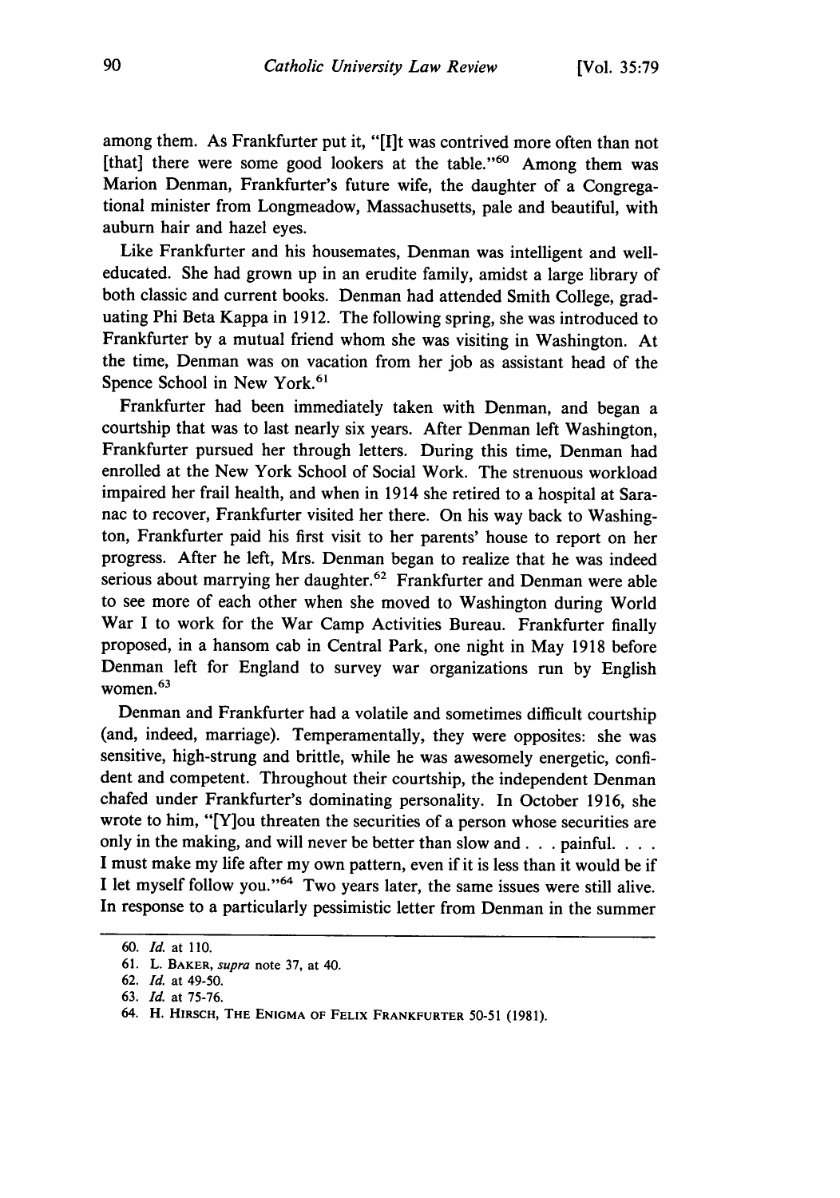among them. As Frankfurter put it, "[I]t was contrived more often than not [that] there were some good lookers at the table."[60] Among them was Marion Denman, Frankfurter's future wife, the daughter of a Congregational minister from Longmeadow, Massachusetts, pale and beautiful, with auburn hair and hazel eyes.

Like Frankfurter and his housemates, Denman was intelligent and well-educated. She had grown up in an erudite family, amidst a large library of both classic and current books. Denman had attended Smith College, graduating Phi Beta Kappa in 1912. The following spring, she was introduced to Frankfurter by a mutual friend whom she was visiting in Washington. At the time, Denman was on vacation from her job as assistant head of the Spence School in New York.[61]

Frankfurter had been immediately taken with Denman, and began a courtship that was to last nearly six years. After Denman left Washington, Frankfurter pursued her through letters. During this time, Denman had enrolled at the New York School of Social Work. The strenuous workload impaired her frail health, and when in 1914 she retired to a hospital at Saranac to recover, Frankfurter visited her there. On his way back to Washington, Frankfurter paid his first visit to her parents' house to report on her progress. After he left, Mrs. Denman began to realize that he was indeed serious about marrying her daughter.[62] Frankfurter and Denman were able to see more of each other when she moved to Washington during World War I to work for the War Camp Activities Bureau. Frankfurter finally proposed, in a hansom cab in Central Park, one night in May 1918 before Denman left for England to survey war organizations run by English women.[63]

Denman and Frankfurter had a volatile and sometimes difficult courtship (and, indeed, marriage). Temperamentally, they were opposites: she was sensitive, high-strung and brittle, while he was awesomely energetic, confident and competent. Throughout their courtship, the independent Denman chafed under Frankfurter's dominating personality. In October 1916, she wrote to him, "[Y]ou threaten the securities of a person whose securities are only in the making, and will never be better than slow and . . . painful. . . . I must make my life after my own pattern, even if it is less than it would be if I let myself follow you."[64] Two years later, the same issues were still alive. In response to a particularly pessimistic letter from Denman in the summer

---

60. *Id.* at 110.

61. L. BAKER, *supra* note 37, at 40.

62. *Id.* at 49-50.

63. *Id.* at 75-76.

64. H. HIRSCH, THE ENIGMA OF FELIX FRANKFURTER 50-51 (1981).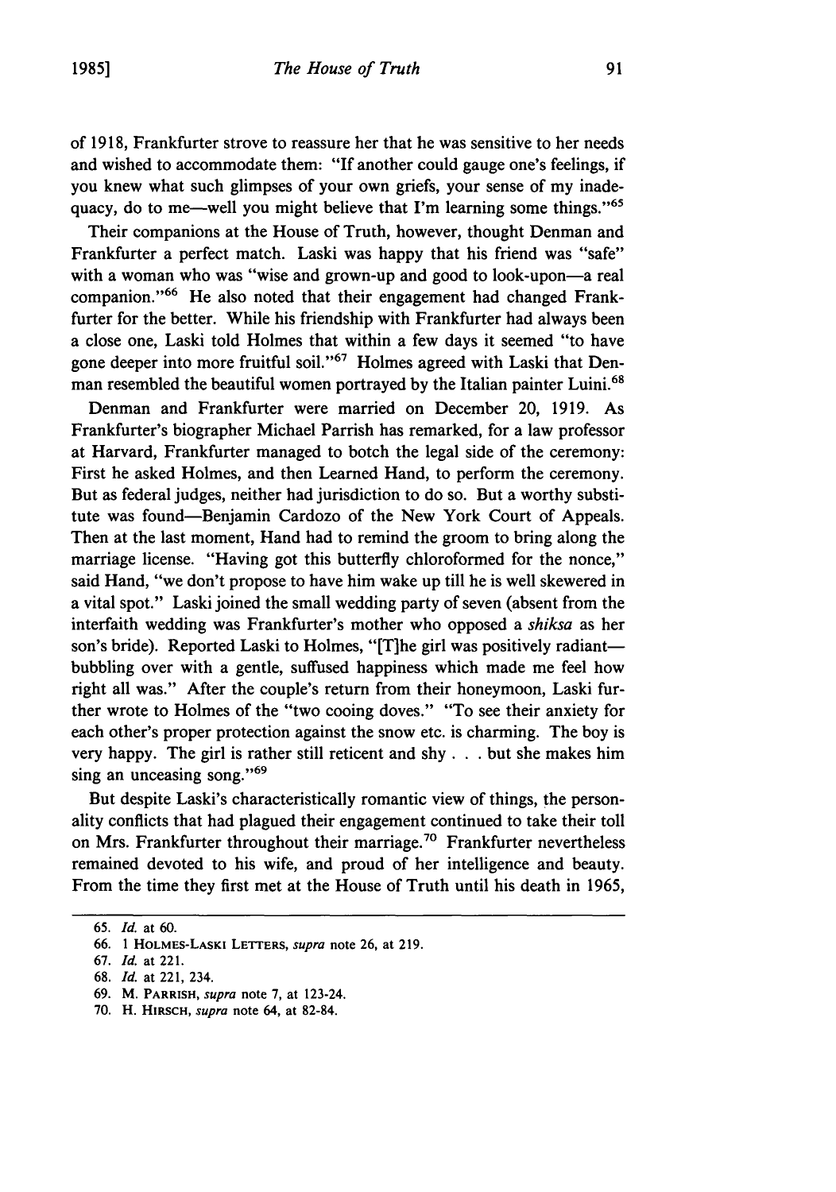of 1918, Frankfurter strove to reassure her that he was sensitive to her needs and wished to accommodate them: "If another could gauge one's feelings, if you knew what such glimpses of your own griefs, your sense of my inadequacy, do to me—well you might believe that I'm learning some things."[65]

Their companions at the House of Truth, however, thought Denman and Frankfurter a perfect match. Laski was happy that his friend was "safe" with a woman who was "wise and grown-up and good to look-upon—a real companion."[66] He also noted that their engagement had changed Frankfurter for the better. While his friendship with Frankfurter had always been a close one, Laski told Holmes that within a few days it seemed "to have gone deeper into more fruitful soil."[67] Holmes agreed with Laski that Denman resembled the beautiful women portrayed by the Italian painter Luini.[68]

Denman and Frankfurter were married on December 20, 1919. As Frankfurter's biographer Michael Parrish has remarked, for a law professor at Harvard, Frankfurter managed to botch the legal side of the ceremony: First he asked Holmes, and then Learned Hand, to perform the ceremony. But as federal judges, neither had jurisdiction to do so. But a worthy substitute was found—Benjamin Cardozo of the New York Court of Appeals. Then at the last moment, Hand had to remind the groom to bring along the marriage license. "Having got this butterfly chloroformed for the nonce," said Hand, "we don't propose to have him wake up till he is well skewered in a vital spot." Laski joined the small wedding party of seven (absent from the interfaith wedding was Frankfurter's mother who opposed a *shiksa* as her son's bride). Reported Laski to Holmes, "[T]he girl was positively radiant—bubbling over with a gentle, suffused happiness which made me feel how right all was." After the couple's return from their honeymoon, Laski further wrote to Holmes of the "two cooing doves." "To see their anxiety for each other's proper protection against the snow etc. is charming. The boy is very happy. The girl is rather still reticent and shy . . . but she makes him sing an unceasing song."[69]

But despite Laski's characteristically romantic view of things, the personality conflicts that had plagued their engagement continued to take their toll on Mrs. Frankfurter throughout their marriage.[70] Frankfurter nevertheless remained devoted to his wife, and proud of her intelligence and beauty. From the time they first met at the House of Truth until his death in 1965,

65. *Id.* at 60.

66. 1 HOLMES-LASKI LETTERS, *supra* note 26, at 219.

67. *Id.* at 221.

68. *Id.* at 221, 234.

69. M. PARRISH, *supra* note 7, at 123-24.

70. H. HIRSCH, *supra* note 64, at 82-84.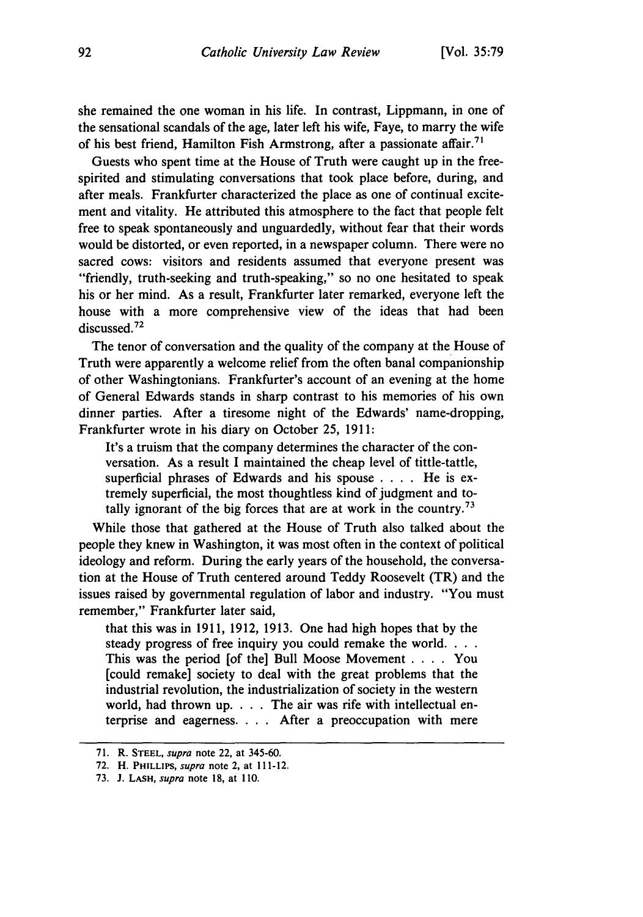she remained the one woman in his life. In contrast, Lippmann, in one of the sensational scandals of the age, later left his wife, Faye, to marry the wife of his best friend, Hamilton Fish Armstrong, after a passionate affair.[71]

Guests who spent time at the House of Truth were caught up in the free-spirited and stimulating conversations that took place before, during, and after meals. Frankfurter characterized the place as one of continual excitement and vitality. He attributed this atmosphere to the fact that people felt free to speak spontaneously and unguardedly, without fear that their words would be distorted, or even reported, in a newspaper column. There were no sacred cows: visitors and residents assumed that everyone present was "friendly, truth-seeking and truth-speaking," so no one hesitated to speak his or her mind. As a result, Frankfurter later remarked, everyone left the house with a more comprehensive view of the ideas that had been discussed.[72]

The tenor of conversation and the quality of the company at the House of Truth were apparently a welcome relief from the often banal companionship of other Washingtonians. Frankfurter's account of an evening at the home of General Edwards stands in sharp contrast to his memories of his own dinner parties. After a tiresome night of the Edwards' name-dropping, Frankfurter wrote in his diary on October 25, 1911:

> It's a truism that the company determines the character of the conversation. As a result I maintained the cheap level of tittle-tattle, superficial phrases of Edwards and his spouse . . . . He is extremely superficial, the most thoughtless kind of judgment and totally ignorant of the big forces that are at work in the country.[73]

While those that gathered at the House of Truth also talked about the people they knew in Washington, it was most often in the context of political ideology and reform. During the early years of the household, the conversation at the House of Truth centered around Teddy Roosevelt (TR) and the issues raised by governmental regulation of labor and industry. "You must remember," Frankfurter later said,

> that this was in 1911, 1912, 1913. One had high hopes that by the steady progress of free inquiry you could remake the world. . . . This was the period [of the] Bull Moose Movement . . . . You [could remake] society to deal with the great problems that the industrial revolution, the industrialization of society in the western world, had thrown up. . . . The air was rife with intellectual enterprise and eagerness. . . . After a preoccupation with mere

71. R. STEEL, *supra* note 22, at 345-60.

72. H. PHILLIPS, *supra* note 2, at 111-12.

73. J. LASH, *supra* note 18, at 110.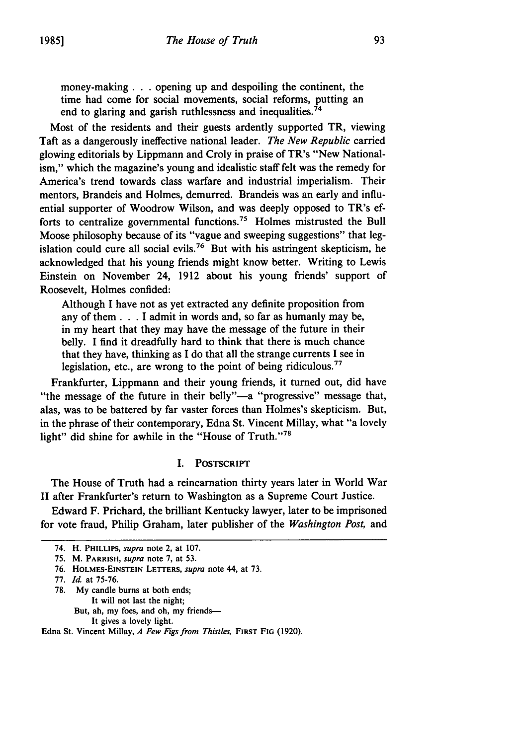> money-making . . . opening up and despoiling the continent, the time had come for social movements, social reforms, putting an end to glaring and garish ruthlessness and inequalities.[74]

Most of the residents and their guests ardently supported TR, viewing Taft as a dangerously ineffective national leader. *The New Republic* carried glowing editorials by Lippmann and Croly in praise of TR's "New Nationalism," which the magazine's young and idealistic staff felt was the remedy for America's trend towards class warfare and industrial imperialism. Their mentors, Brandeis and Holmes, demurred. Brandeis was an early and influential supporter of Woodrow Wilson, and was deeply opposed to TR's efforts to centralize governmental functions.[75] Holmes mistrusted the Bull Moose philosophy because of its "vague and sweeping suggestions" that legislation could cure all social evils.[76] But with his astringent skepticism, he acknowledged that his young friends might know better. Writing to Lewis Einstein on November 24, 1912 about his young friends' support of Roosevelt, Holmes confided:

> Although I have not as yet extracted any definite proposition from any of them . . . I admit in words and, so far as humanly may be, in my heart that they may have the message of the future in their belly. I find it dreadfully hard to think that there is much chance that they have, thinking as I do that all the strange currents I see in legislation, etc., are wrong to the point of being ridiculous.[77]

Frankfurter, Lippmann and their young friends, it turned out, did have "the message of the future in their belly"—a "progressive" message that, alas, was to be battered by far vaster forces than Holmes's skepticism. But, in the phrase of their contemporary, Edna St. Vincent Millay, what "a lovely light" did shine for awhile in the "House of Truth."[78]

## I. POSTSCRIPT

The House of Truth had a reincarnation thirty years later in World War II after Frankfurter's return to Washington as a Supreme Court Justice.

Edward F. Prichard, the brilliant Kentucky lawyer, later to be imprisoned for vote fraud, Philip Graham, later publisher of the *Washington Post*, and

---

74. H. PHILLIPS, *supra* note 2, at 107.

75. M. PARRISH, *supra* note 7, at 53.

76. HOLMES-EINSTEIN LETTERS, *supra* note 44, at 73.

77. *Id.* at 75-76.

78. My candle burns at both ends;
    It will not last the night;
  But, ah, my foes, and oh, my friends—
    It gives a lovely light.

Edna St. Vincent Millay, *A Few Figs from Thistles*, FIRST FIG (1920).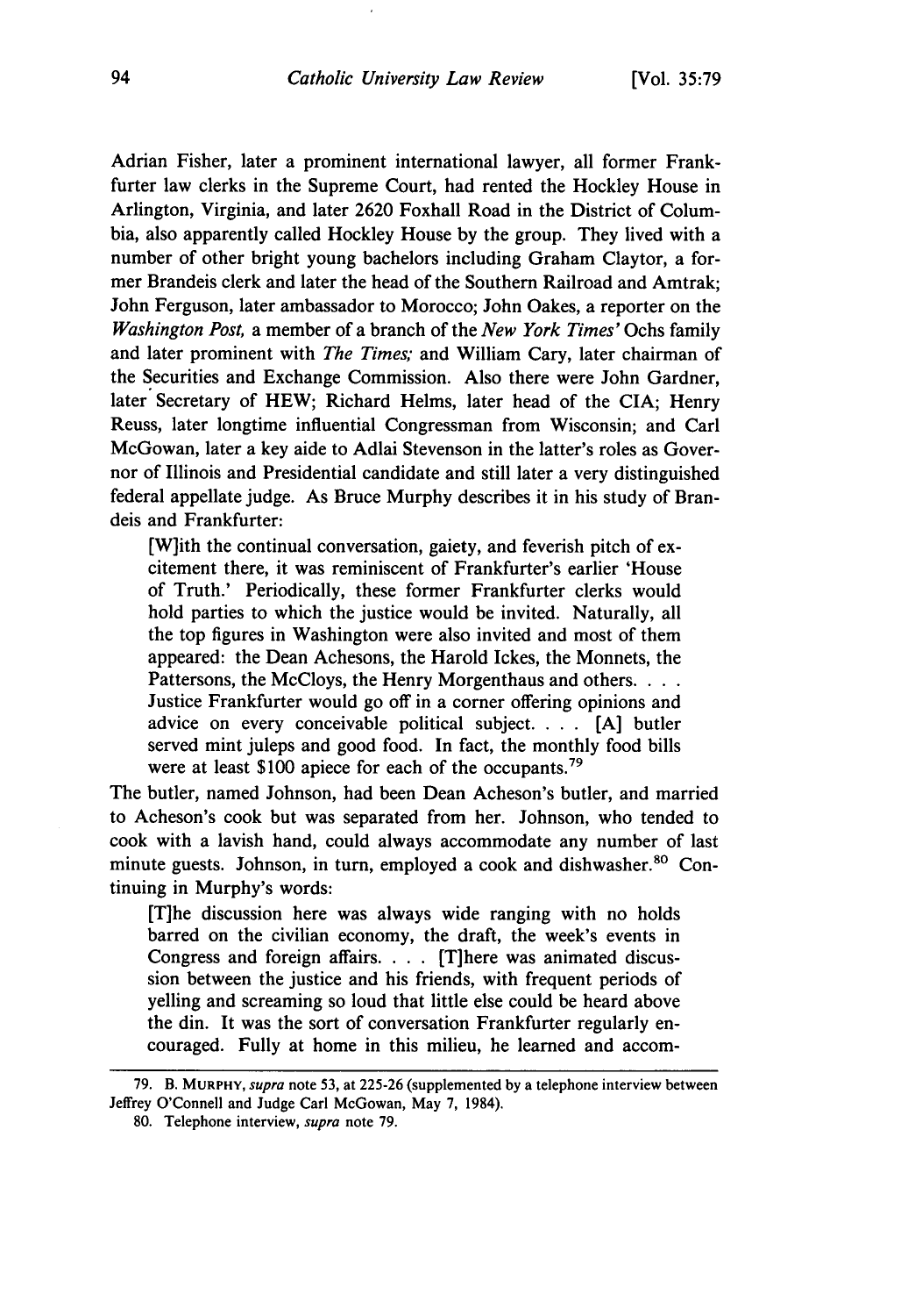Adrian Fisher, later a prominent international lawyer, all former Frankfurter law clerks in the Supreme Court, had rented the Hockley House in Arlington, Virginia, and later 2620 Foxhall Road in the District of Columbia, also apparently called Hockley House by the group. They lived with a number of other bright young bachelors including Graham Claytor, a former Brandeis clerk and later the head of the Southern Railroad and Amtrak; John Ferguson, later ambassador to Morocco; John Oakes, a reporter on the *Washington Post,* a member of a branch of the *New York Times'* Ochs family and later prominent with *The Times;* and William Cary, later chairman of the Securities and Exchange Commission. Also there were John Gardner, later Secretary of HEW; Richard Helms, later head of the CIA; Henry Reuss, later longtime influential Congressman from Wisconsin; and Carl McGowan, later a key aide to Adlai Stevenson in the latter's roles as Governor of Illinois and Presidential candidate and still later a very distinguished federal appellate judge. As Bruce Murphy describes it in his study of Brandeis and Frankfurter:

> [W]ith the continual conversation, gaiety, and feverish pitch of excitement there, it was reminiscent of Frankfurter's earlier 'House of Truth.' Periodically, these former Frankfurter clerks would hold parties to which the justice would be invited. Naturally, all the top figures in Washington were also invited and most of them appeared: the Dean Achesons, the Harold Ickes, the Monnets, the Pattersons, the McCloys, the Henry Morgenthaus and others. . . . Justice Frankfurter would go off in a corner offering opinions and advice on every conceivable political subject. . . . [A] butler served mint juleps and good food. In fact, the monthly food bills were at least $100 apiece for each of the occupants.[79]

The butler, named Johnson, had been Dean Acheson's butler, and married to Acheson's cook but was separated from her. Johnson, who tended to cook with a lavish hand, could always accommodate any number of last minute guests. Johnson, in turn, employed a cook and dishwasher.[80] Continuing in Murphy's words:

> [T]he discussion here was always wide ranging with no holds barred on the civilian economy, the draft, the week's events in Congress and foreign affairs. . . . [T]here was animated discussion between the justice and his friends, with frequent periods of yelling and screaming so loud that little else could be heard above the din. It was the sort of conversation Frankfurter regularly encouraged. Fully at home in this milieu, he learned and accom-

---

79. B. MURPHY, *supra* note 53, at 225-26 (supplemented by a telephone interview between Jeffrey O'Connell and Judge Carl McGowan, May 7, 1984).

80. Telephone interview, *supra* note 79.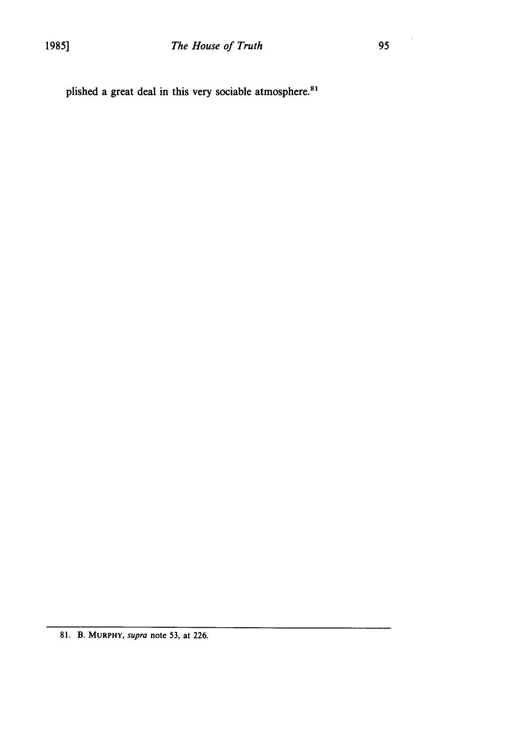plished a great deal in this very sociable atmosphere.[81]

---

81. B. MURPHY, *supra* note 53, at 226.